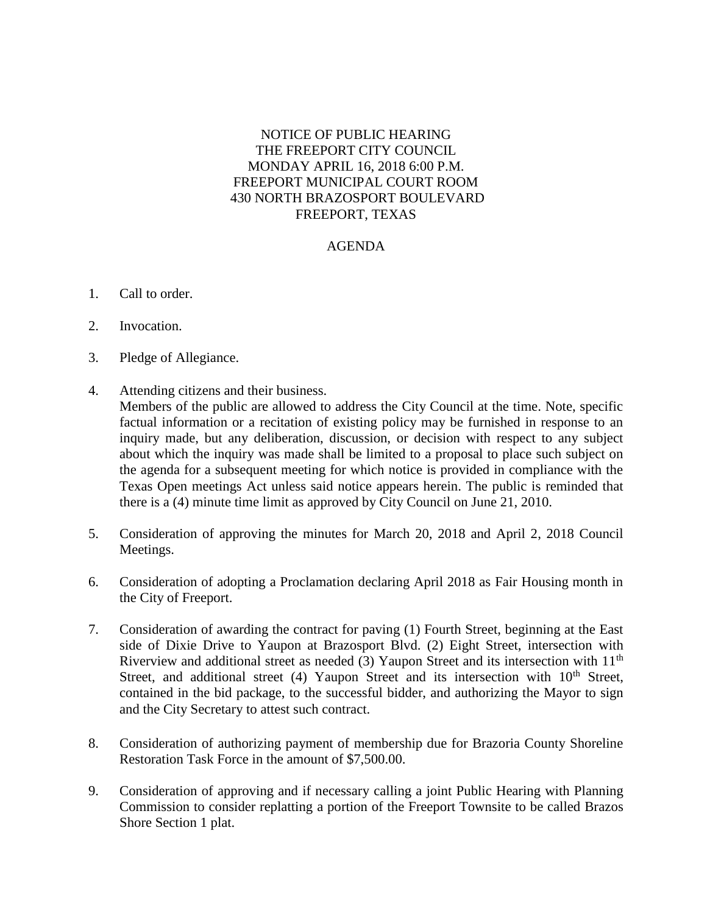NOTICE OF PUBLIC HEARING
THE FREEPORT CITY COUNCIL
MONDAY APRIL 16, 2018 6:00 P.M.
FREEPORT MUNICIPAL COURT ROOM
430 NORTH BRAZOSPORT BOULEVARD
FREEPORT, TEXAS

AGENDA

1. Call to order.

2. Invocation.

3. Pledge of Allegiance.

4. Attending citizens and their business.
   Members of the public are allowed to address the City Council at the time. Note, specific factual information or a recitation of existing policy may be furnished in response to an inquiry made, but any deliberation, discussion, or decision with respect to any subject about which the inquiry was made shall be limited to a proposal to place such subject on the agenda for a subsequent meeting for which notice is provided in compliance with the Texas Open meetings Act unless said notice appears herein. The public is reminded that there is a (4) minute time limit as approved by City Council on June 21, 2010.

5. Consideration of approving the minutes for March 20, 2018 and April 2, 2018 Council Meetings.

6. Consideration of adopting a Proclamation declaring April 2018 as Fair Housing month in the City of Freeport.

7. Consideration of awarding the contract for paving (1) Fourth Street, beginning at the East side of Dixie Drive to Yaupon at Brazosport Blvd. (2) Eight Street, intersection with Riverview and additional street as needed (3) Yaupon Street and its intersection with 11th Street, and additional street (4) Yaupon Street and its intersection with 10th Street, contained in the bid package, to the successful bidder, and authorizing the Mayor to sign and the City Secretary to attest such contract.

8. Consideration of authorizing payment of membership due for Brazoria County Shoreline Restoration Task Force in the amount of $7,500.00.

9. Consideration of approving and if necessary calling a joint Public Hearing with Planning Commission to consider replatting a portion of the Freeport Townsite to be called Brazos Shore Section 1 plat.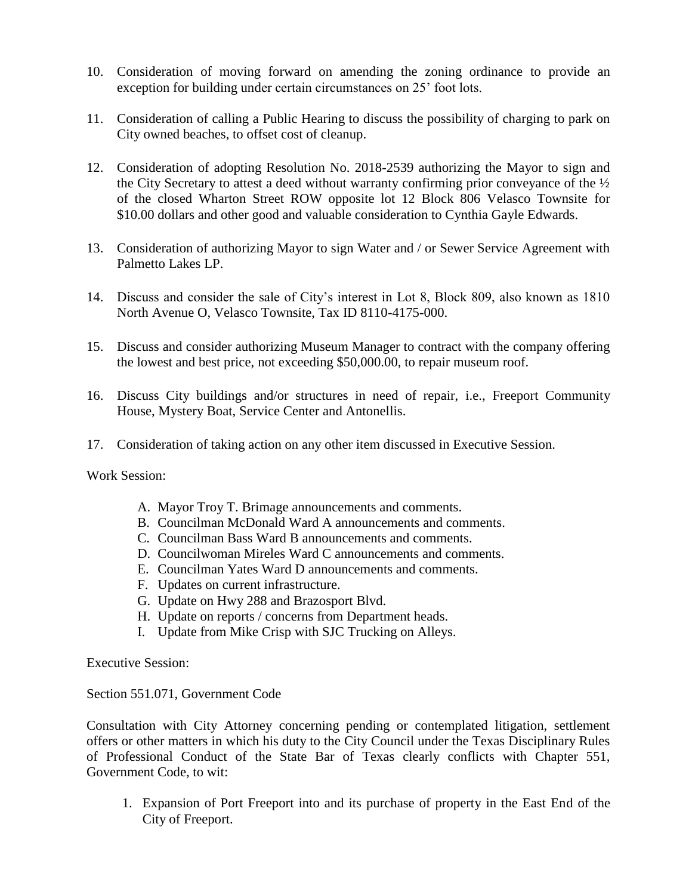10. Consideration of moving forward on amending the zoning ordinance to provide an exception for building under certain circumstances on 25' foot lots.

11. Consideration of calling a Public Hearing to discuss the possibility of charging to park on City owned beaches, to offset cost of cleanup.

12. Consideration of adopting Resolution No. 2018-2539 authorizing the Mayor to sign and the City Secretary to attest a deed without warranty confirming prior conveyance of the ½ of the closed Wharton Street ROW opposite lot 12 Block 806 Velasco Townsite for $10.00 dollars and other good and valuable consideration to Cynthia Gayle Edwards.

13. Consideration of authorizing Mayor to sign Water and / or Sewer Service Agreement with Palmetto Lakes LP.

14. Discuss and consider the sale of City's interest in Lot 8, Block 809, also known as 1810 North Avenue O, Velasco Townsite, Tax ID 8110-4175-000.

15. Discuss and consider authorizing Museum Manager to contract with the company offering the lowest and best price, not exceeding $50,000.00, to repair museum roof.

16. Discuss City buildings and/or structures in need of repair, i.e., Freeport Community House, Mystery Boat, Service Center and Antonellis.

17. Consideration of taking action on any other item discussed in Executive Session.

Work Session:

A. Mayor Troy T. Brimage announcements and comments.
B. Councilman McDonald Ward A announcements and comments.
C. Councilman Bass Ward B announcements and comments.
D. Councilwoman Mireles Ward C announcements and comments.
E. Councilman Yates Ward D announcements and comments.
F. Updates on current infrastructure.
G. Update on Hwy 288 and Brazosport Blvd.
H. Update on reports / concerns from Department heads.
I. Update from Mike Crisp with SJC Trucking on Alleys.

Executive Session:

Section 551.071, Government Code

Consultation with City Attorney concerning pending or contemplated litigation, settlement offers or other matters in which his duty to the City Council under the Texas Disciplinary Rules of Professional Conduct of the State Bar of Texas clearly conflicts with Chapter 551, Government Code, to wit:

1. Expansion of Port Freeport into and its purchase of property in the East End of the City of Freeport.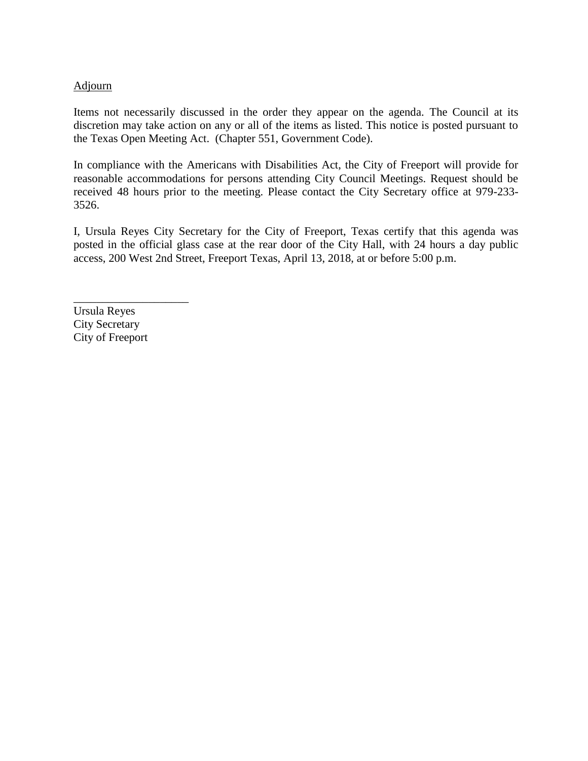<u>Adjourn</u>

Items not necessarily discussed in the order they appear on the agenda. The Council at its discretion may take action on any or all of the items as listed. This notice is posted pursuant to the Texas Open Meeting Act. (Chapter 551, Government Code).

In compliance with the Americans with Disabilities Act, the City of Freeport will provide for reasonable accommodations for persons attending City Council Meetings. Request should be received 48 hours prior to the meeting. Please contact the City Secretary office at 979-233-3526.

I, Ursula Reyes City Secretary for the City of Freeport, Texas certify that this agenda was posted in the official glass case at the rear door of the City Hall, with 24 hours a day public access, 200 West 2nd Street, Freeport Texas, April 13, 2018, at or before 5:00 p.m.

\_\_\_\_\_\_\_\_\_\_\_\_\_\_\_\_\_\_\_\_

Ursula Reyes
City Secretary
City of Freeport